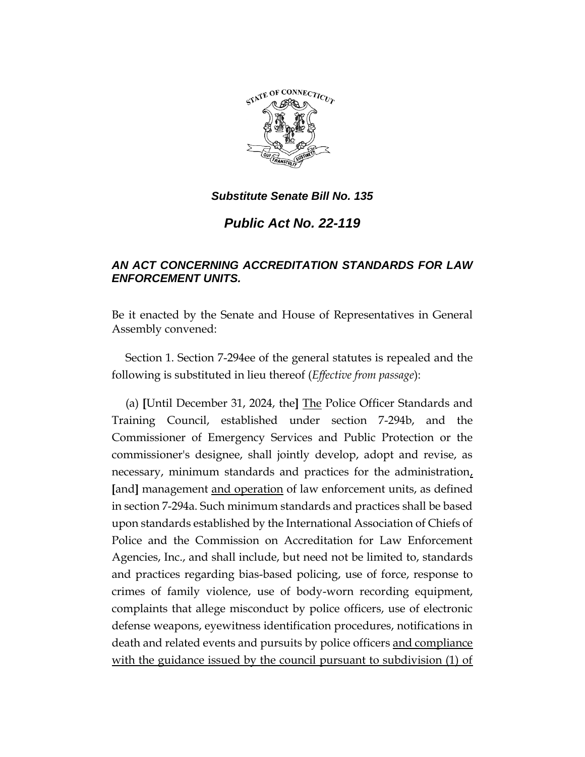***Substitute Senate Bill No. 135***

# ***Public Act No. 22-119***

### ***AN ACT CONCERNING ACCREDITATION STANDARDS FOR LAW ENFORCEMENT UNITS.***

Be it enacted by the Senate and House of Representatives in General Assembly convened:

Section 1. Section 7-294ee of the general statutes is repealed and the following is substituted in lieu thereof (*Effective from passage*):

(a) **[**Until December 31, 2024, the**]** <u>The</u> Police Officer Standards and Training Council, established under section 7-294b, and the Commissioner of Emergency Services and Public Protection or the commissioner's designee, shall jointly develop, adopt and revise, as necessary, minimum standards and practices for the administration<u>,</u> **[**and**]** management <u>and operation</u> of law enforcement units, as defined in section 7-294a. Such minimum standards and practices shall be based upon standards established by the International Association of Chiefs of Police and the Commission on Accreditation for Law Enforcement Agencies, Inc., and shall include, but need not be limited to, standards and practices regarding bias-based policing, use of force, response to crimes of family violence, use of body-worn recording equipment, complaints that allege misconduct by police officers, use of electronic defense weapons, eyewitness identification procedures, notifications in death and related events and pursuits by police officers <u>and compliance with the guidance issued by the council pursuant to subdivision (1) of</u>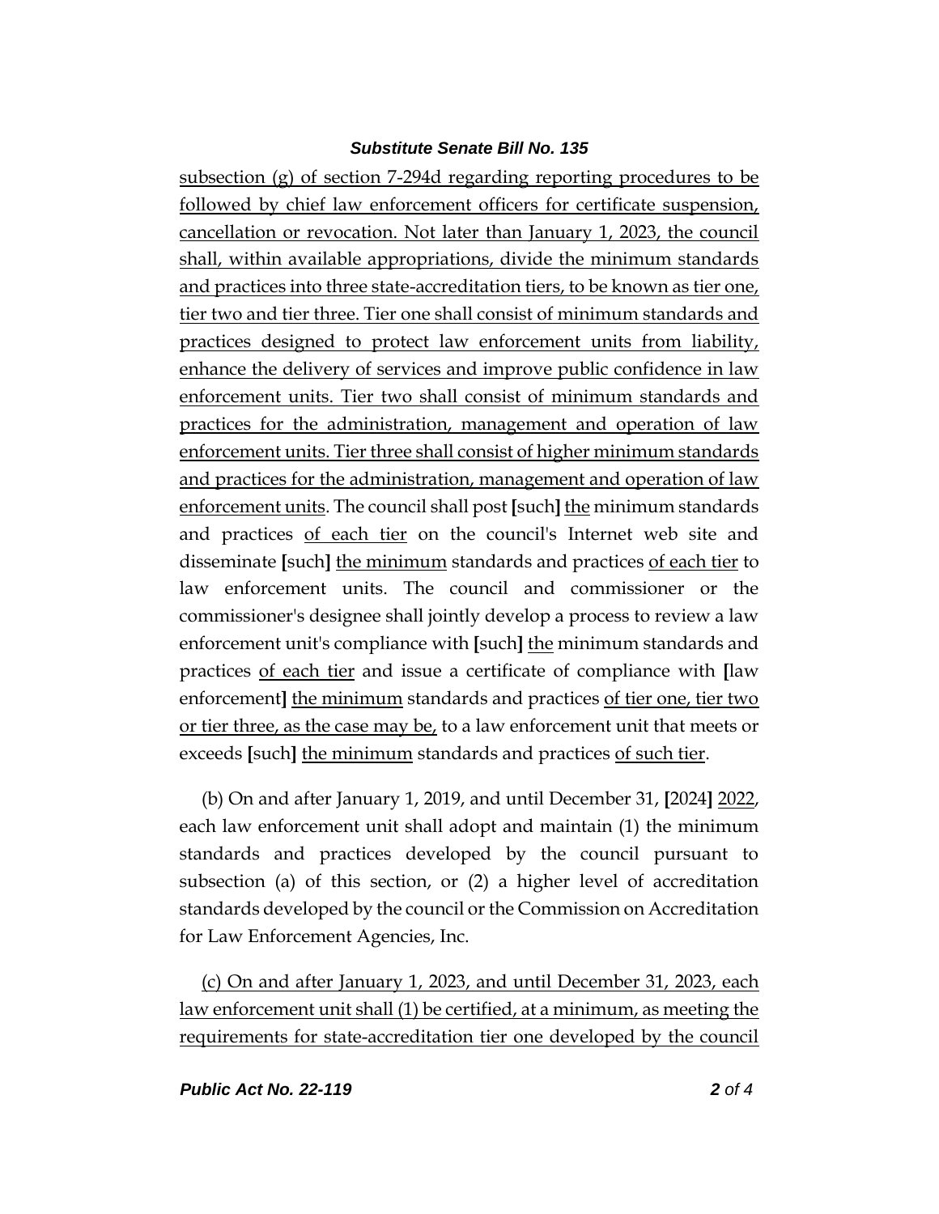subsection (g) of section 7-294d regarding reporting procedures to be followed by chief law enforcement officers for certificate suspension, cancellation or revocation. Not later than January 1, 2023, the council shall, within available appropriations, divide the minimum standards and practices into three state-accreditation tiers, to be known as tier one, tier two and tier three. Tier one shall consist of minimum standards and practices designed to protect law enforcement units from liability, enhance the delivery of services and improve public confidence in law enforcement units. Tier two shall consist of minimum standards and practices for the administration, management and operation of law enforcement units. Tier three shall consist of higher minimum standards and practices for the administration, management and operation of law enforcement units. The council shall post [such] the minimum standards and practices of each tier on the council's Internet web site and disseminate [such] the minimum standards and practices of each tier to law enforcement units. The council and commissioner or the commissioner's designee shall jointly develop a process to review a law enforcement unit's compliance with [such] the minimum standards and practices of each tier and issue a certificate of compliance with [law enforcement] the minimum standards and practices of tier one, tier two or tier three, as the case may be, to a law enforcement unit that meets or exceeds [such] the minimum standards and practices of such tier.

(b) On and after January 1, 2019, and until December 31, [2024] 2022, each law enforcement unit shall adopt and maintain (1) the minimum standards and practices developed by the council pursuant to subsection (a) of this section, or (2) a higher level of accreditation standards developed by the council or the Commission on Accreditation for Law Enforcement Agencies, Inc.

(c) On and after January 1, 2023, and until December 31, 2023, each law enforcement unit shall (1) be certified, at a minimum, as meeting the requirements for state-accreditation tier one developed by the council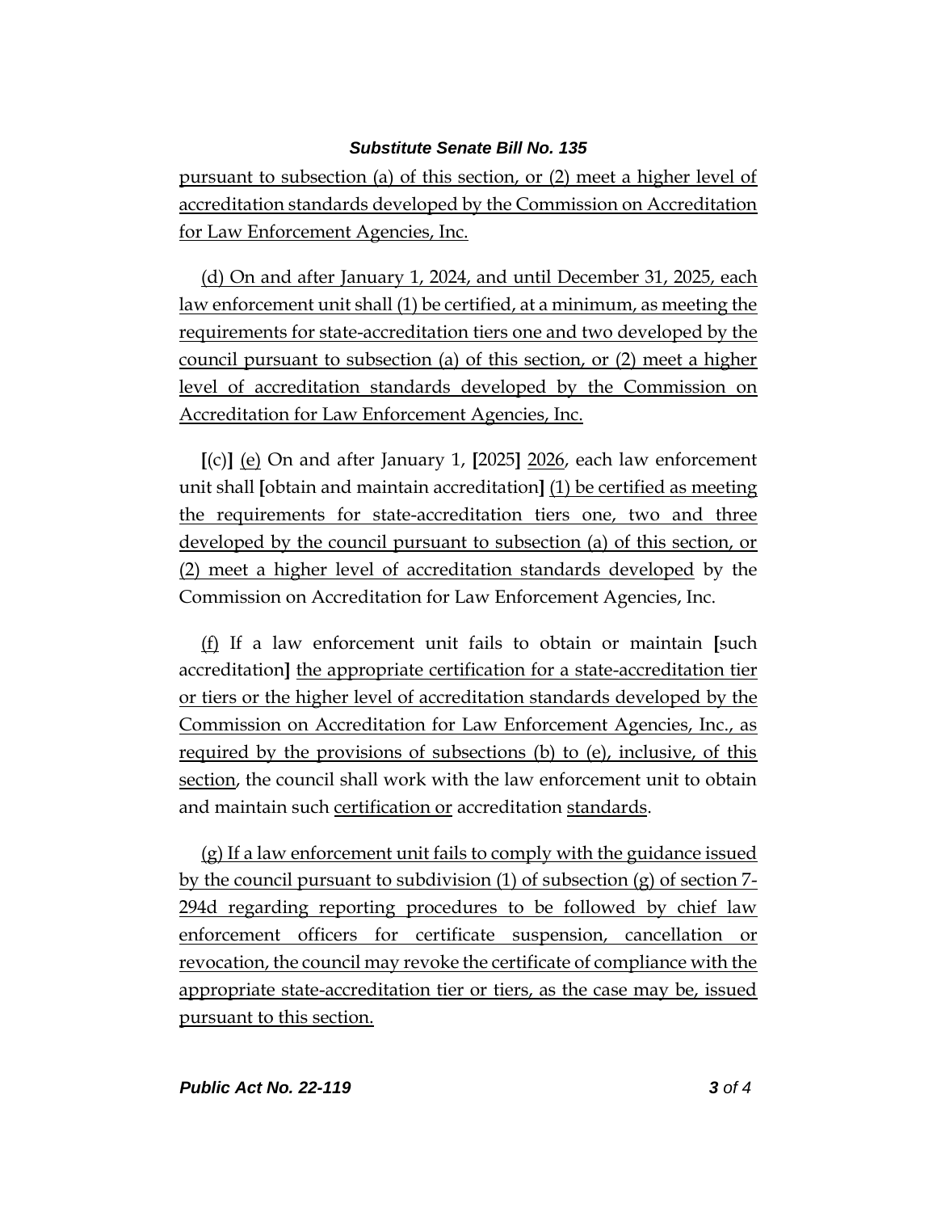pursuant to subsection (a) of this section, or (2) meet a higher level of accreditation standards developed by the Commission on Accreditation for Law Enforcement Agencies, Inc.

(d) On and after January 1, 2024, and until December 31, 2025, each law enforcement unit shall (1) be certified, at a minimum, as meeting the requirements for state-accreditation tiers one and two developed by the council pursuant to subsection (a) of this section, or (2) meet a higher level of accreditation standards developed by the Commission on Accreditation for Law Enforcement Agencies, Inc.

[(c)] (e) On and after January 1, [2025] 2026, each law enforcement unit shall [obtain and maintain accreditation] (1) be certified as meeting the requirements for state-accreditation tiers one, two and three developed by the council pursuant to subsection (a) of this section, or (2) meet a higher level of accreditation standards developed by the Commission on Accreditation for Law Enforcement Agencies, Inc.

(f) If a law enforcement unit fails to obtain or maintain [such accreditation] the appropriate certification for a state-accreditation tier or tiers or the higher level of accreditation standards developed by the Commission on Accreditation for Law Enforcement Agencies, Inc., as required by the provisions of subsections (b) to (e), inclusive, of this section, the council shall work with the law enforcement unit to obtain and maintain such certification or accreditation standards.

(g) If a law enforcement unit fails to comply with the guidance issued by the council pursuant to subdivision (1) of subsection (g) of section 7-294d regarding reporting procedures to be followed by chief law enforcement officers for certificate suspension, cancellation or revocation, the council may revoke the certificate of compliance with the appropriate state-accreditation tier or tiers, as the case may be, issued pursuant to this section.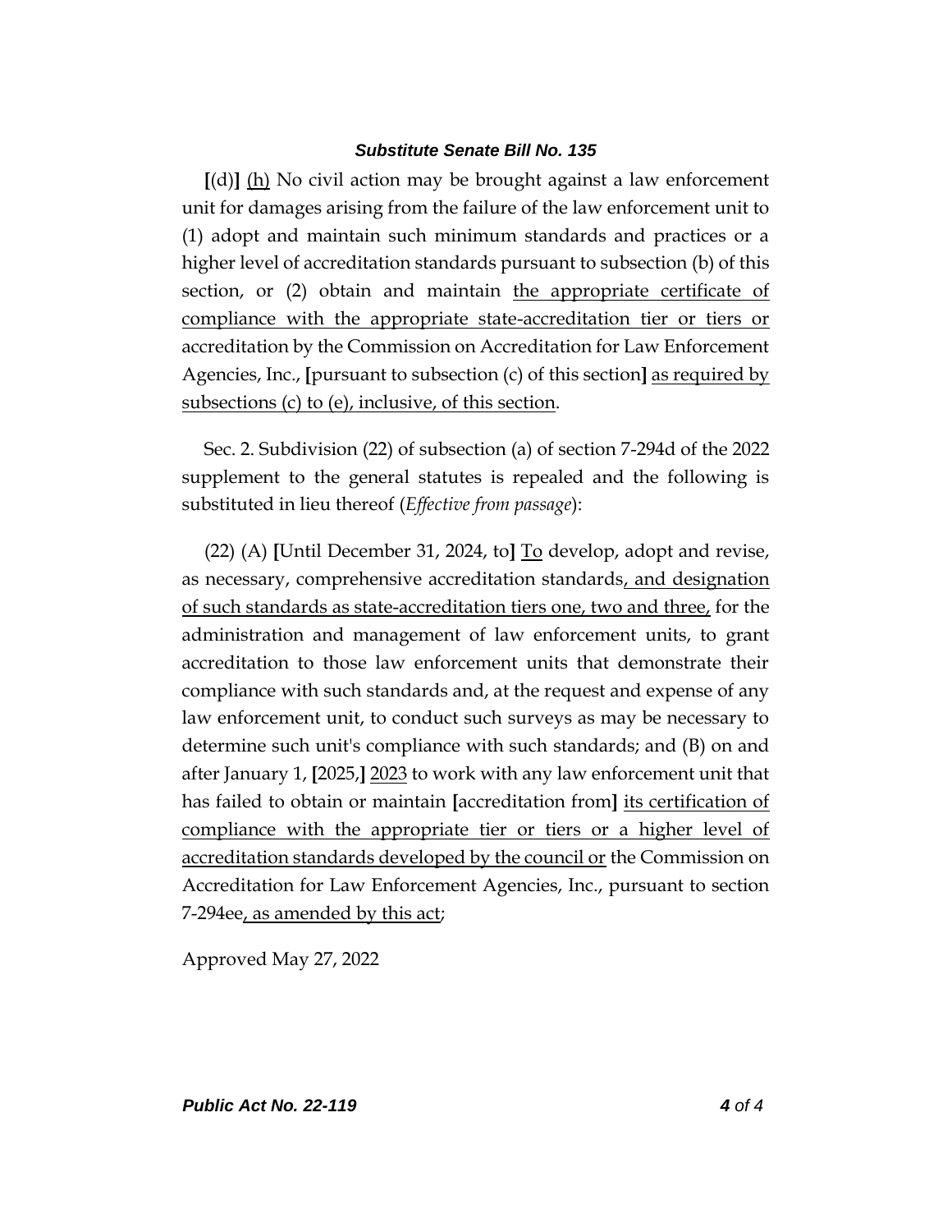[(d)] (h) No civil action may be brought against a law enforcement unit for damages arising from the failure of the law enforcement unit to (1) adopt and maintain such minimum standards and practices or a higher level of accreditation standards pursuant to subsection (b) of this section, or (2) obtain and maintain the appropriate certificate of compliance with the appropriate state-accreditation tier or tiers or accreditation by the Commission on Accreditation for Law Enforcement Agencies, Inc., [pursuant to subsection (c) of this section] as required by subsections (c) to (e), inclusive, of this section.

Sec. 2. Subdivision (22) of subsection (a) of section 7-294d of the 2022 supplement to the general statutes is repealed and the following is substituted in lieu thereof (*Effective from passage*):

(22) (A) [Until December 31, 2024, to] To develop, adopt and revise, as necessary, comprehensive accreditation standards, and designation of such standards as state-accreditation tiers one, two and three, for the administration and management of law enforcement units, to grant accreditation to those law enforcement units that demonstrate their compliance with such standards and, at the request and expense of any law enforcement unit, to conduct such surveys as may be necessary to determine such unit's compliance with such standards; and (B) on and after January 1, [2025,] 2023 to work with any law enforcement unit that has failed to obtain or maintain [accreditation from] its certification of compliance with the appropriate tier or tiers or a higher level of accreditation standards developed by the council or the Commission on Accreditation for Law Enforcement Agencies, Inc., pursuant to section 7-294ee, as amended by this act;

Approved May 27, 2022